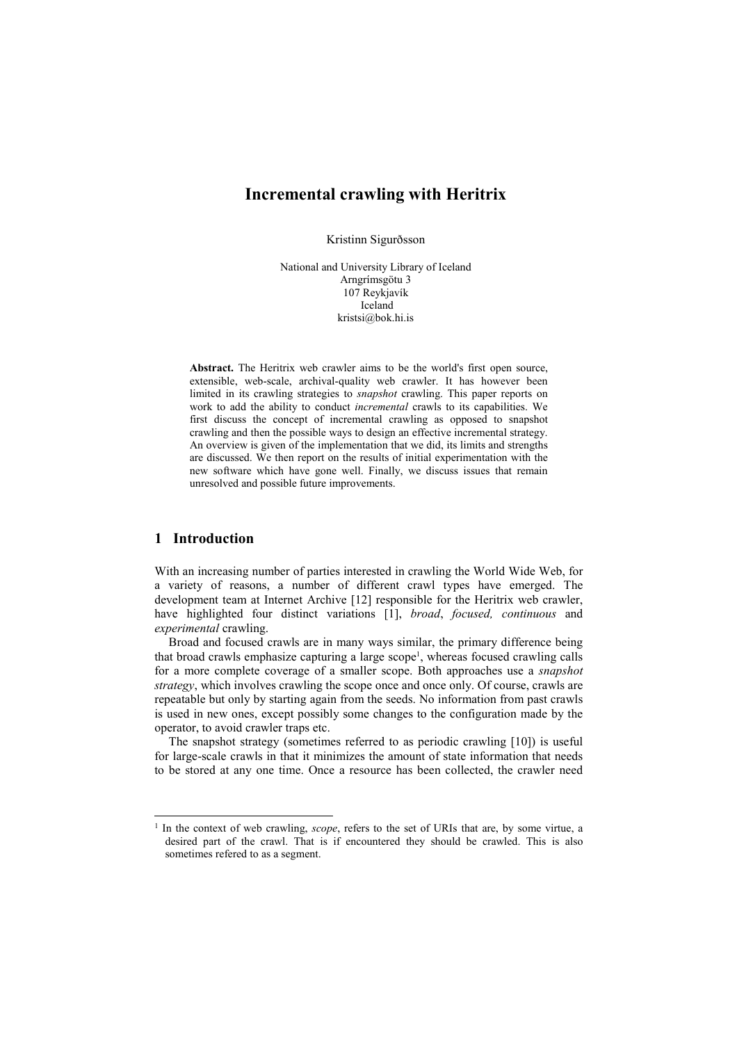# Incremental crawling with Heritrix

Kristinn Sigurðsson

National and University Library of Iceland
Arngrímsgötu 3
107 Reykjavík
Iceland
kristsi@bok.hi.is

**Abstract.** The Heritrix web crawler aims to be the world's first open source, extensible, web-scale, archival-quality web crawler. It has however been limited in its crawling strategies to *snapshot* crawling. This paper reports on work to add the ability to conduct *incremental* crawls to its capabilities. We first discuss the concept of incremental crawling as opposed to snapshot crawling and then the possible ways to design an effective incremental strategy. An overview is given of the implementation that we did, its limits and strengths are discussed. We then report on the results of initial experimentation with the new software which have gone well. Finally, we discuss issues that remain unresolved and possible future improvements.

## 1 Introduction

With an increasing number of parties interested in crawling the World Wide Web, for a variety of reasons, a number of different crawl types have emerged. The development team at Internet Archive [12] responsible for the Heritrix web crawler, have highlighted four distinct variations [1], *broad*, *focused, continuous* and *experimental* crawling.

Broad and focused crawls are in many ways similar, the primary difference being that broad crawls emphasize capturing a large scope[1], whereas focused crawling calls for a more complete coverage of a smaller scope. Both approaches use a *snapshot strategy*, which involves crawling the scope once and once only. Of course, crawls are repeatable but only by starting again from the seeds. No information from past crawls is used in new ones, except possibly some changes to the configuration made by the operator, to avoid crawler traps etc.

The snapshot strategy (sometimes referred to as periodic crawling [10]) is useful for large-scale crawls in that it minimizes the amount of state information that needs to be stored at any one time. Once a resource has been collected, the crawler need

[1] In the context of web crawling, *scope*, refers to the set of URIs that are, by some virtue, a desired part of the crawl. That is if encountered they should be crawled. This is also sometimes refered to as a segment.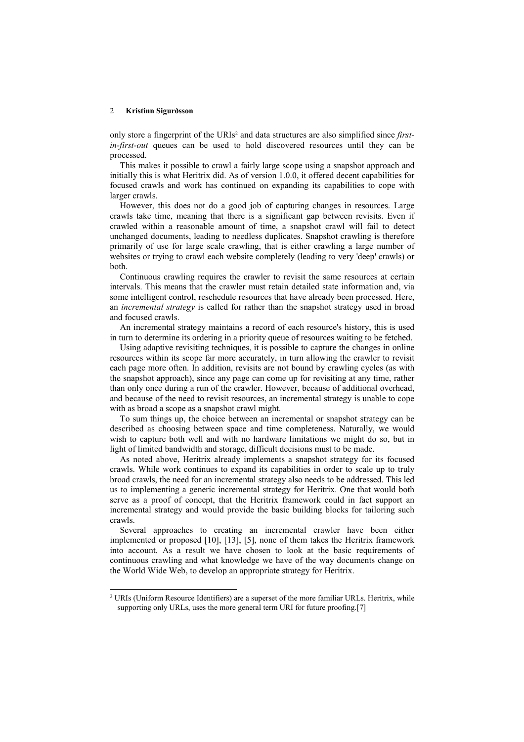only store a fingerprint of the URIs[2] and data structures are also simplified since *first-in-first-out* queues can be used to hold discovered resources until they can be processed.

This makes it possible to crawl a fairly large scope using a snapshot approach and initially this is what Heritrix did. As of version 1.0.0, it offered decent capabilities for focused crawls and work has continued on expanding its capabilities to cope with larger crawls.

However, this does not do a good job of capturing changes in resources. Large crawls take time, meaning that there is a significant gap between revisits. Even if crawled within a reasonable amount of time, a snapshot crawl will fail to detect unchanged documents, leading to needless duplicates. Snapshot crawling is therefore primarily of use for large scale crawling, that is either crawling a large number of websites or trying to crawl each website completely (leading to very 'deep' crawls) or both.

Continuous crawling requires the crawler to revisit the same resources at certain intervals. This means that the crawler must retain detailed state information and, via some intelligent control, reschedule resources that have already been processed. Here, an *incremental strategy* is called for rather than the snapshot strategy used in broad and focused crawls.

An incremental strategy maintains a record of each resource's history, this is used in turn to determine its ordering in a priority queue of resources waiting to be fetched.

Using adaptive revisiting techniques, it is possible to capture the changes in online resources within its scope far more accurately, in turn allowing the crawler to revisit each page more often. In addition, revisits are not bound by crawling cycles (as with the snapshot approach), since any page can come up for revisiting at any time, rather than only once during a run of the crawler. However, because of additional overhead, and because of the need to revisit resources, an incremental strategy is unable to cope with as broad a scope as a snapshot crawl might.

To sum things up, the choice between an incremental or snapshot strategy can be described as choosing between space and time completeness. Naturally, we would wish to capture both well and with no hardware limitations we might do so, but in light of limited bandwidth and storage, difficult decisions must to be made.

As noted above, Heritrix already implements a snapshot strategy for its focused crawls. While work continues to expand its capabilities in order to scale up to truly broad crawls, the need for an incremental strategy also needs to be addressed. This led us to implementing a generic incremental strategy for Heritrix. One that would both serve as a proof of concept, that the Heritrix framework could in fact support an incremental strategy and would provide the basic building blocks for tailoring such crawls.

Several approaches to creating an incremental crawler have been either implemented or proposed [10], [13], [5], none of them takes the Heritrix framework into account. As a result we have chosen to look at the basic requirements of continuous crawling and what knowledge we have of the way documents change on the World Wide Web, to develop an appropriate strategy for Heritrix.

---

[2] URIs (Uniform Resource Identifiers) are a superset of the more familiar URLs. Heritrix, while supporting only URLs, uses the more general term URI for future proofing.[7]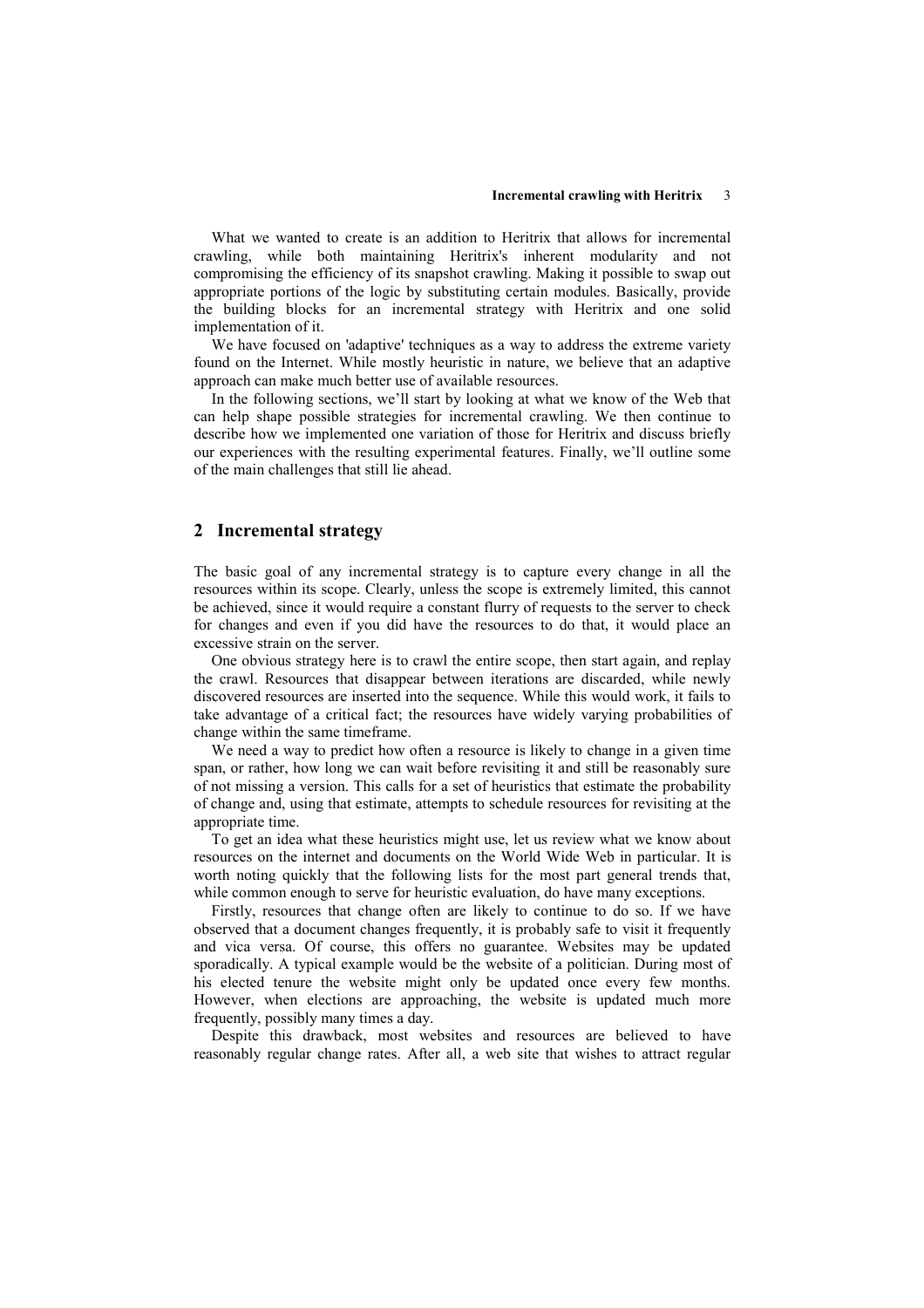What we wanted to create is an addition to Heritrix that allows for incremental crawling, while both maintaining Heritrix's inherent modularity and not compromising the efficiency of its snapshot crawling. Making it possible to swap out appropriate portions of the logic by substituting certain modules. Basically, provide the building blocks for an incremental strategy with Heritrix and one solid implementation of it.

We have focused on 'adaptive' techniques as a way to address the extreme variety found on the Internet. While mostly heuristic in nature, we believe that an adaptive approach can make much better use of available resources.

In the following sections, we'll start by looking at what we know of the Web that can help shape possible strategies for incremental crawling. We then continue to describe how we implemented one variation of those for Heritrix and discuss briefly our experiences with the resulting experimental features. Finally, we'll outline some of the main challenges that still lie ahead.

## 2 Incremental strategy

The basic goal of any incremental strategy is to capture every change in all the resources within its scope. Clearly, unless the scope is extremely limited, this cannot be achieved, since it would require a constant flurry of requests to the server to check for changes and even if you did have the resources to do that, it would place an excessive strain on the server.

One obvious strategy here is to crawl the entire scope, then start again, and replay the crawl. Resources that disappear between iterations are discarded, while newly discovered resources are inserted into the sequence. While this would work, it fails to take advantage of a critical fact; the resources have widely varying probabilities of change within the same timeframe.

We need a way to predict how often a resource is likely to change in a given time span, or rather, how long we can wait before revisiting it and still be reasonably sure of not missing a version. This calls for a set of heuristics that estimate the probability of change and, using that estimate, attempts to schedule resources for revisiting at the appropriate time.

To get an idea what these heuristics might use, let us review what we know about resources on the internet and documents on the World Wide Web in particular. It is worth noting quickly that the following lists for the most part general trends that, while common enough to serve for heuristic evaluation, do have many exceptions.

Firstly, resources that change often are likely to continue to do so. If we have observed that a document changes frequently, it is probably safe to visit it frequently and vica versa. Of course, this offers no guarantee. Websites may be updated sporadically. A typical example would be the website of a politician. During most of his elected tenure the website might only be updated once every few months. However, when elections are approaching, the website is updated much more frequently, possibly many times a day.

Despite this drawback, most websites and resources are believed to have reasonably regular change rates. After all, a web site that wishes to attract regular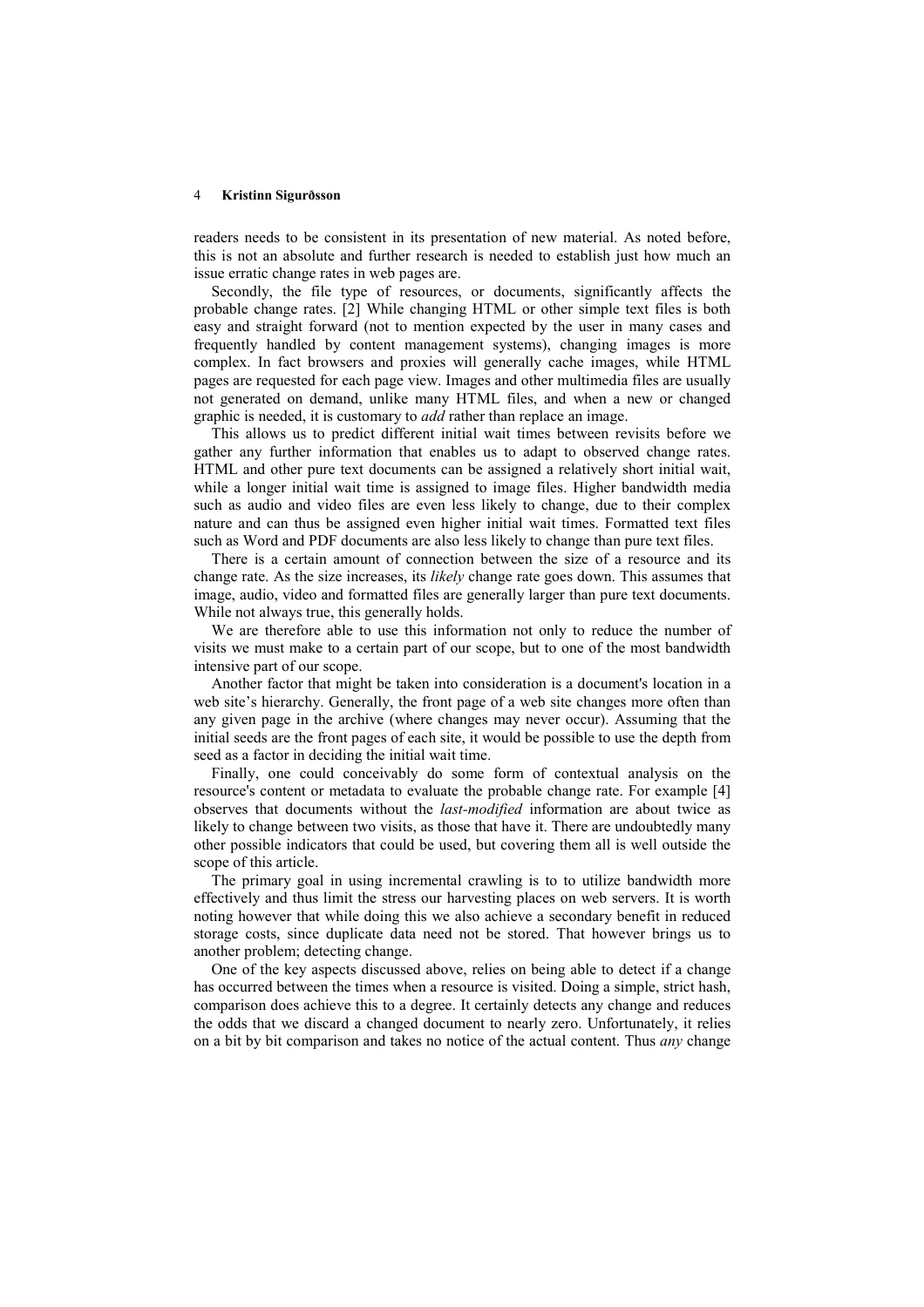readers needs to be consistent in its presentation of new material. As noted before, this is not an absolute and further research is needed to establish just how much an issue erratic change rates in web pages are.

Secondly, the file type of resources, or documents, significantly affects the probable change rates. [2] While changing HTML or other simple text files is both easy and straight forward (not to mention expected by the user in many cases and frequently handled by content management systems), changing images is more complex. In fact browsers and proxies will generally cache images, while HTML pages are requested for each page view. Images and other multimedia files are usually not generated on demand, unlike many HTML files, and when a new or changed graphic is needed, it is customary to *add* rather than replace an image.

This allows us to predict different initial wait times between revisits before we gather any further information that enables us to adapt to observed change rates. HTML and other pure text documents can be assigned a relatively short initial wait, while a longer initial wait time is assigned to image files. Higher bandwidth media such as audio and video files are even less likely to change, due to their complex nature and can thus be assigned even higher initial wait times. Formatted text files such as Word and PDF documents are also less likely to change than pure text files.

There is a certain amount of connection between the size of a resource and its change rate. As the size increases, its *likely* change rate goes down. This assumes that image, audio, video and formatted files are generally larger than pure text documents. While not always true, this generally holds.

We are therefore able to use this information not only to reduce the number of visits we must make to a certain part of our scope, but to one of the most bandwidth intensive part of our scope.

Another factor that might be taken into consideration is a document's location in a web site's hierarchy. Generally, the front page of a web site changes more often than any given page in the archive (where changes may never occur). Assuming that the initial seeds are the front pages of each site, it would be possible to use the depth from seed as a factor in deciding the initial wait time.

Finally, one could conceivably do some form of contextual analysis on the resource's content or metadata to evaluate the probable change rate. For example [4] observes that documents without the *last-modified* information are about twice as likely to change between two visits, as those that have it. There are undoubtedly many other possible indicators that could be used, but covering them all is well outside the scope of this article.

The primary goal in using incremental crawling is to to utilize bandwidth more effectively and thus limit the stress our harvesting places on web servers. It is worth noting however that while doing this we also achieve a secondary benefit in reduced storage costs, since duplicate data need not be stored. That however brings us to another problem; detecting change.

One of the key aspects discussed above, relies on being able to detect if a change has occurred between the times when a resource is visited. Doing a simple, strict hash, comparison does achieve this to a degree. It certainly detects any change and reduces the odds that we discard a changed document to nearly zero. Unfortunately, it relies on a bit by bit comparison and takes no notice of the actual content. Thus *any* change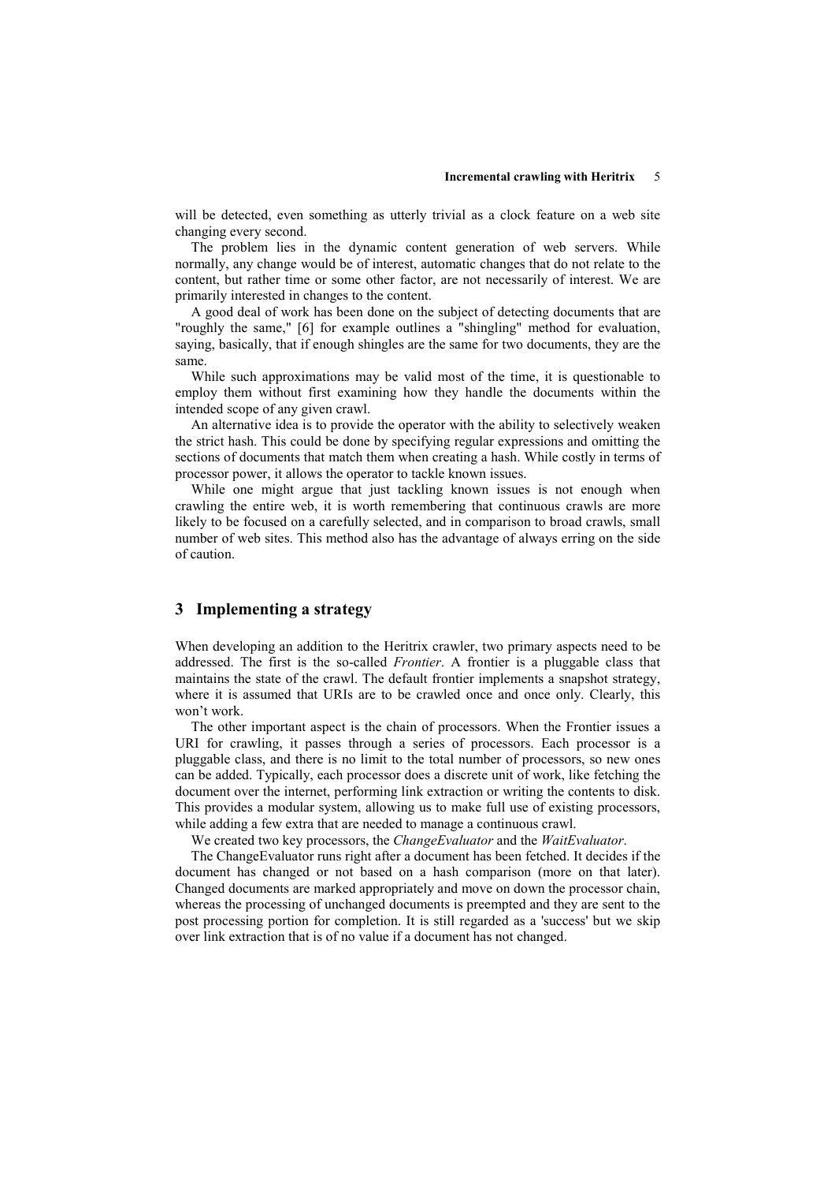will be detected, even something as utterly trivial as a clock feature on a web site changing every second.

The problem lies in the dynamic content generation of web servers. While normally, any change would be of interest, automatic changes that do not relate to the content, but rather time or some other factor, are not necessarily of interest. We are primarily interested in changes to the content.

A good deal of work has been done on the subject of detecting documents that are "roughly the same," [6] for example outlines a "shingling" method for evaluation, saying, basically, that if enough shingles are the same for two documents, they are the same.

While such approximations may be valid most of the time, it is questionable to employ them without first examining how they handle the documents within the intended scope of any given crawl.

An alternative idea is to provide the operator with the ability to selectively weaken the strict hash. This could be done by specifying regular expressions and omitting the sections of documents that match them when creating a hash. While costly in terms of processor power, it allows the operator to tackle known issues.

While one might argue that just tackling known issues is not enough when crawling the entire web, it is worth remembering that continuous crawls are more likely to be focused on a carefully selected, and in comparison to broad crawls, small number of web sites. This method also has the advantage of always erring on the side of caution.

## 3 Implementing a strategy

When developing an addition to the Heritrix crawler, two primary aspects need to be addressed. The first is the so-called *Frontier*. A frontier is a pluggable class that maintains the state of the crawl. The default frontier implements a snapshot strategy, where it is assumed that URIs are to be crawled once and once only. Clearly, this won't work.

The other important aspect is the chain of processors. When the Frontier issues a URI for crawling, it passes through a series of processors. Each processor is a pluggable class, and there is no limit to the total number of processors, so new ones can be added. Typically, each processor does a discrete unit of work, like fetching the document over the internet, performing link extraction or writing the contents to disk. This provides a modular system, allowing us to make full use of existing processors, while adding a few extra that are needed to manage a continuous crawl.

We created two key processors, the *ChangeEvaluator* and the *WaitEvaluator*.

The ChangeEvaluator runs right after a document has been fetched. It decides if the document has changed or not based on a hash comparison (more on that later). Changed documents are marked appropriately and move on down the processor chain, whereas the processing of unchanged documents is preempted and they are sent to the post processing portion for completion. It is still regarded as a 'success' but we skip over link extraction that is of no value if a document has not changed.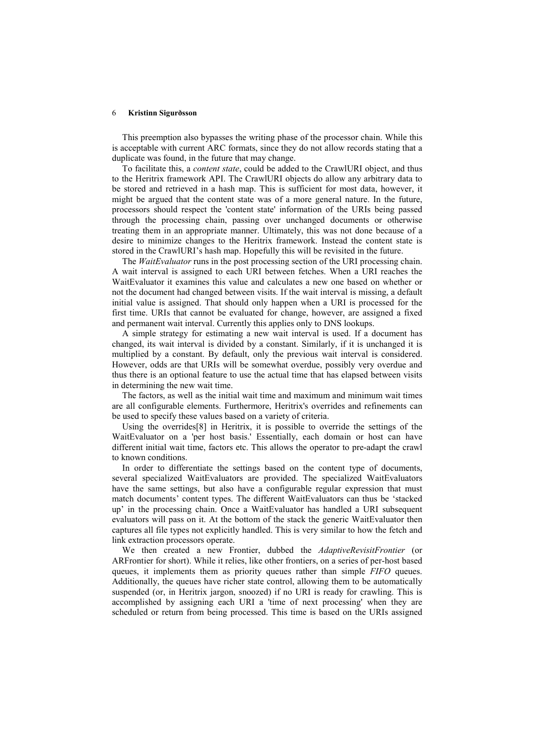This preemption also bypasses the writing phase of the processor chain. While this is acceptable with current ARC formats, since they do not allow records stating that a duplicate was found, in the future that may change.

To facilitate this, a *content state*, could be added to the CrawlURI object, and thus to the Heritrix framework API. The CrawlURI objects do allow any arbitrary data to be stored and retrieved in a hash map. This is sufficient for most data, however, it might be argued that the content state was of a more general nature. In the future, processors should respect the 'content state' information of the URIs being passed through the processing chain, passing over unchanged documents or otherwise treating them in an appropriate manner. Ultimately, this was not done because of a desire to minimize changes to the Heritrix framework. Instead the content state is stored in the CrawlURI's hash map. Hopefully this will be revisited in the future.

The *WaitEvaluator* runs in the post processing section of the URI processing chain. A wait interval is assigned to each URI between fetches. When a URI reaches the WaitEvaluator it examines this value and calculates a new one based on whether or not the document had changed between visits. If the wait interval is missing, a default initial value is assigned. That should only happen when a URI is processed for the first time. URIs that cannot be evaluated for change, however, are assigned a fixed and permanent wait interval. Currently this applies only to DNS lookups.

A simple strategy for estimating a new wait interval is used. If a document has changed, its wait interval is divided by a constant. Similarly, if it is unchanged it is multiplied by a constant. By default, only the previous wait interval is considered. However, odds are that URIs will be somewhat overdue, possibly very overdue and thus there is an optional feature to use the actual time that has elapsed between visits in determining the new wait time.

The factors, as well as the initial wait time and maximum and minimum wait times are all configurable elements. Furthermore, Heritrix's overrides and refinements can be used to specify these values based on a variety of criteria.

Using the overrides[8] in Heritrix, it is possible to override the settings of the WaitEvaluator on a 'per host basis.' Essentially, each domain or host can have different initial wait time, factors etc. This allows the operator to pre-adapt the crawl to known conditions.

In order to differentiate the settings based on the content type of documents, several specialized WaitEvaluators are provided. The specialized WaitEvaluators have the same settings, but also have a configurable regular expression that must match documents' content types. The different WaitEvaluators can thus be 'stacked up' in the processing chain. Once a WaitEvaluator has handled a URI subsequent evaluators will pass on it. At the bottom of the stack the generic WaitEvaluator then captures all file types not explicitly handled. This is very similar to how the fetch and link extraction processors operate.

We then created a new Frontier, dubbed the *AdaptiveRevisitFrontier* (or ARFrontier for short). While it relies, like other frontiers, on a series of per-host based queues, it implements them as priority queues rather than simple *FIFO* queues. Additionally, the queues have richer state control, allowing them to be automatically suspended (or, in Heritrix jargon, snoozed) if no URI is ready for crawling. This is accomplished by assigning each URI a 'time of next processing' when they are scheduled or return from being processed. This time is based on the URIs assigned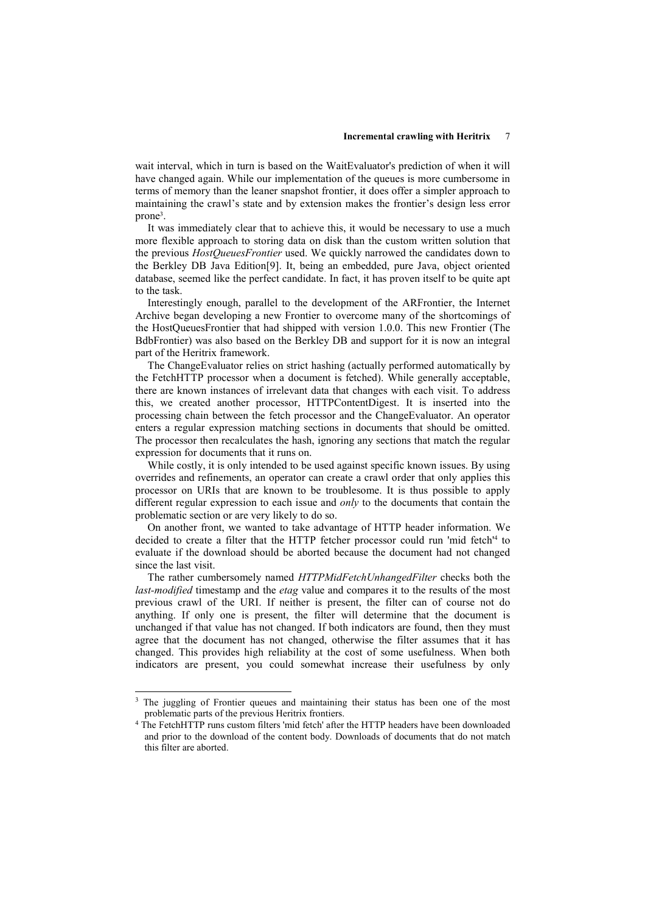wait interval, which in turn is based on the WaitEvaluator's prediction of when it will have changed again. While our implementation of the queues is more cumbersome in terms of memory than the leaner snapshot frontier, it does offer a simpler approach to maintaining the crawl's state and by extension makes the frontier's design less error prone[3].

It was immediately clear that to achieve this, it would be necessary to use a much more flexible approach to storing data on disk than the custom written solution that the previous *HostQueuesFrontier* used. We quickly narrowed the candidates down to the Berkley DB Java Edition[9]. It, being an embedded, pure Java, object oriented database, seemed like the perfect candidate. In fact, it has proven itself to be quite apt to the task.

Interestingly enough, parallel to the development of the ARFrontier, the Internet Archive began developing a new Frontier to overcome many of the shortcomings of the HostQueuesFrontier that had shipped with version 1.0.0. This new Frontier (The BdbFrontier) was also based on the Berkley DB and support for it is now an integral part of the Heritrix framework.

The ChangeEvaluator relies on strict hashing (actually performed automatically by the FetchHTTP processor when a document is fetched). While generally acceptable, there are known instances of irrelevant data that changes with each visit. To address this, we created another processor, HTTPContentDigest. It is inserted into the processing chain between the fetch processor and the ChangeEvaluator. An operator enters a regular expression matching sections in documents that should be omitted. The processor then recalculates the hash, ignoring any sections that match the regular expression for documents that it runs on.

While costly, it is only intended to be used against specific known issues. By using overrides and refinements, an operator can create a crawl order that only applies this processor on URIs that are known to be troublesome. It is thus possible to apply different regular expression to each issue and *only* to the documents that contain the problematic section or are very likely to do so.

On another front, we wanted to take advantage of HTTP header information. We decided to create a filter that the HTTP fetcher processor could run 'mid fetch'[4] to evaluate if the download should be aborted because the document had not changed since the last visit.

The rather cumbersomely named *HTTPMidFetchUnhangedFilter* checks both the *last-modified* timestamp and the *etag* value and compares it to the results of the most previous crawl of the URI. If neither is present, the filter can of course not do anything. If only one is present, the filter will determine that the document is unchanged if that value has not changed. If both indicators are found, then they must agree that the document has not changed, otherwise the filter assumes that it has changed. This provides high reliability at the cost of some usefulness. When both indicators are present, you could somewhat increase their usefulness by only

---

[3] The juggling of Frontier queues and maintaining their status has been one of the most problematic parts of the previous Heritrix frontiers.

[4] The FetchHTTP runs custom filters 'mid fetch' after the HTTP headers have been downloaded and prior to the download of the content body. Downloads of documents that do not match this filter are aborted.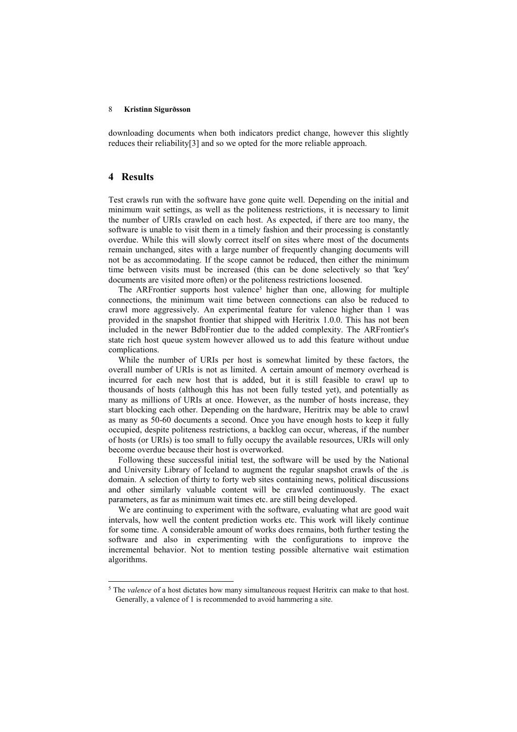downloading documents when both indicators predict change, however this slightly reduces their reliability[3] and so we opted for the more reliable approach.

## 4 Results

Test crawls run with the software have gone quite well. Depending on the initial and minimum wait settings, as well as the politeness restrictions, it is necessary to limit the number of URIs crawled on each host. As expected, if there are too many, the software is unable to visit them in a timely fashion and their processing is constantly overdue. While this will slowly correct itself on sites where most of the documents remain unchanged, sites with a large number of frequently changing documents will not be as accommodating. If the scope cannot be reduced, then either the minimum time between visits must be increased (this can be done selectively so that 'key' documents are visited more often) or the politeness restrictions loosened.

The ARFrontier supports host valence[5] higher than one, allowing for multiple connections, the minimum wait time between connections can also be reduced to crawl more aggressively. An experimental feature for valence higher than 1 was provided in the snapshot frontier that shipped with Heritrix 1.0.0. This has not been included in the newer BdbFrontier due to the added complexity. The ARFrontier's state rich host queue system however allowed us to add this feature without undue complications.

While the number of URIs per host is somewhat limited by these factors, the overall number of URIs is not as limited. A certain amount of memory overhead is incurred for each new host that is added, but it is still feasible to crawl up to thousands of hosts (although this has not been fully tested yet), and potentially as many as millions of URIs at once. However, as the number of hosts increase, they start blocking each other. Depending on the hardware, Heritrix may be able to crawl as many as 50-60 documents a second. Once you have enough hosts to keep it fully occupied, despite politeness restrictions, a backlog can occur, whereas, if the number of hosts (or URIs) is too small to fully occupy the available resources, URIs will only become overdue because their host is overworked.

Following these successful initial test, the software will be used by the National and University Library of Iceland to augment the regular snapshot crawls of the .is domain. A selection of thirty to forty web sites containing news, political discussions and other similarly valuable content will be crawled continuously. The exact parameters, as far as minimum wait times etc. are still being developed.

We are continuing to experiment with the software, evaluating what are good wait intervals, how well the content prediction works etc. This work will likely continue for some time. A considerable amount of works does remains, both further testing the software and also in experimenting with the configurations to improve the incremental behavior. Not to mention testing possible alternative wait estimation algorithms.

---

[5] The *valence* of a host dictates how many simultaneous request Heritrix can make to that host. Generally, a valence of 1 is recommended to avoid hammering a site.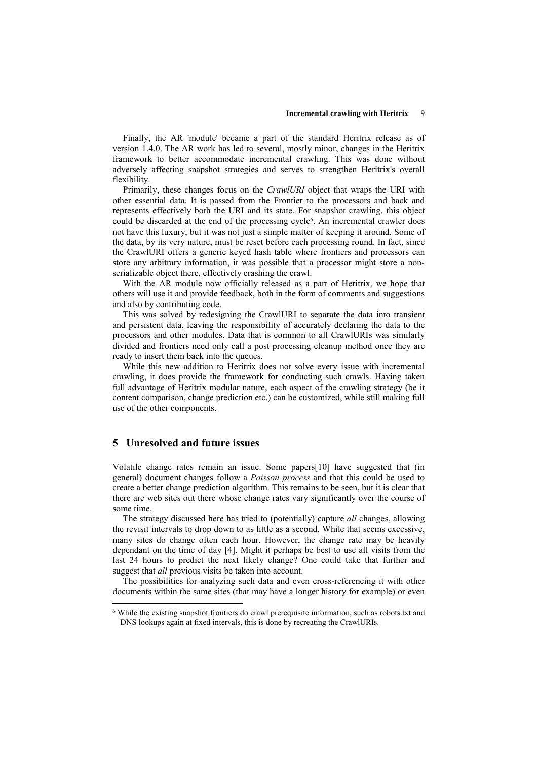Finally, the AR 'module' became a part of the standard Heritrix release as of version 1.4.0. The AR work has led to several, mostly minor, changes in the Heritrix framework to better accommodate incremental crawling. This was done without adversely affecting snapshot strategies and serves to strengthen Heritrix's overall flexibility.

Primarily, these changes focus on the *CrawlURI* object that wraps the URI with other essential data. It is passed from the Frontier to the processors and back and represents effectively both the URI and its state. For snapshot crawling, this object could be discarded at the end of the processing cycle[6]. An incremental crawler does not have this luxury, but it was not just a simple matter of keeping it around. Some of the data, by its very nature, must be reset before each processing round. In fact, since the CrawlURI offers a generic keyed hash table where frontiers and processors can store any arbitrary information, it was possible that a processor might store a non-serializable object there, effectively crashing the crawl.

With the AR module now officially released as a part of Heritrix, we hope that others will use it and provide feedback, both in the form of comments and suggestions and also by contributing code.

This was solved by redesigning the CrawlURI to separate the data into transient and persistent data, leaving the responsibility of accurately declaring the data to the processors and other modules. Data that is common to all CrawlURIs was similarly divided and frontiers need only call a post processing cleanup method once they are ready to insert them back into the queues.

While this new addition to Heritrix does not solve every issue with incremental crawling, it does provide the framework for conducting such crawls. Having taken full advantage of Heritrix modular nature, each aspect of the crawling strategy (be it content comparison, change prediction etc.) can be customized, while still making full use of the other components.

## 5 Unresolved and future issues

Volatile change rates remain an issue. Some papers[10] have suggested that (in general) document changes follow a *Poisson process* and that this could be used to create a better change prediction algorithm. This remains to be seen, but it is clear that there are web sites out there whose change rates vary significantly over the course of some time.

The strategy discussed here has tried to (potentially) capture *all* changes, allowing the revisit intervals to drop down to as little as a second. While that seems excessive, many sites do change often each hour. However, the change rate may be heavily dependant on the time of day [4]. Might it perhaps be best to use all visits from the last 24 hours to predict the next likely change? One could take that further and suggest that *all* previous visits be taken into account.

The possibilities for analyzing such data and even cross-referencing it with other documents within the same sites (that may have a longer history for example) or even

[6] While the existing snapshot frontiers do crawl prerequisite information, such as robots.txt and DNS lookups again at fixed intervals, this is done by recreating the CrawlURIs.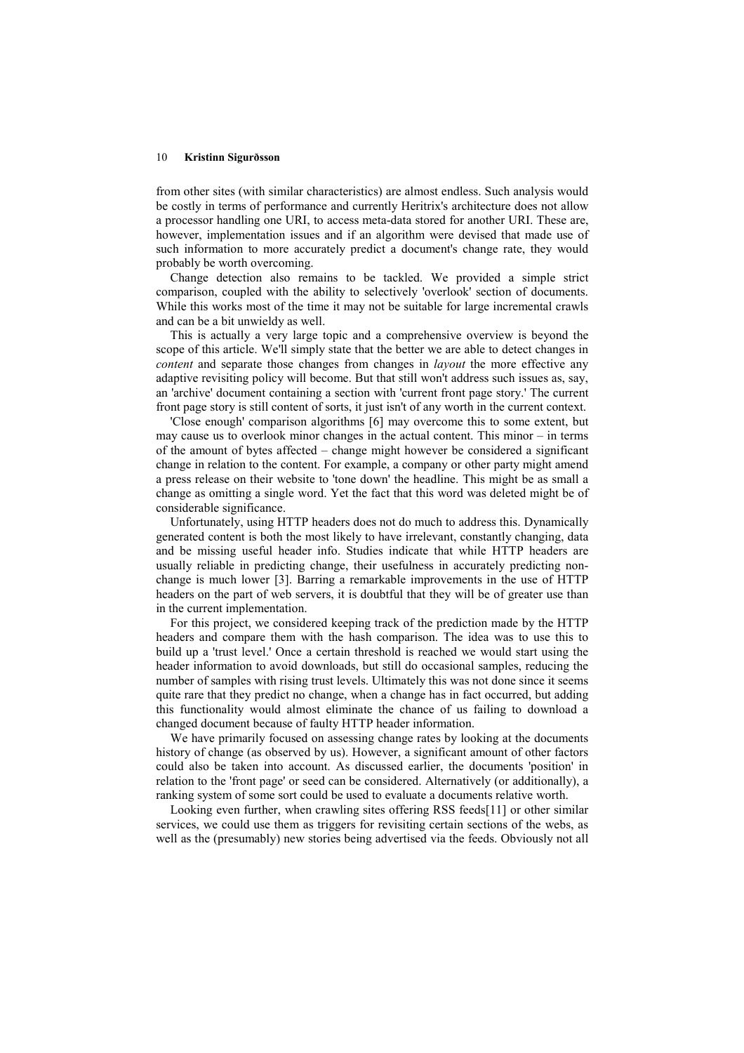from other sites (with similar characteristics) are almost endless. Such analysis would be costly in terms of performance and currently Heritrix's architecture does not allow a processor handling one URI, to access meta-data stored for another URI. These are, however, implementation issues and if an algorithm were devised that made use of such information to more accurately predict a document's change rate, they would probably be worth overcoming.

Change detection also remains to be tackled. We provided a simple strict comparison, coupled with the ability to selectively 'overlook' section of documents. While this works most of the time it may not be suitable for large incremental crawls and can be a bit unwieldy as well.

This is actually a very large topic and a comprehensive overview is beyond the scope of this article. We'll simply state that the better we are able to detect changes in *content* and separate those changes from changes in *layout* the more effective any adaptive revisiting policy will become. But that still won't address such issues as, say, an 'archive' document containing a section with 'current front page story.' The current front page story is still content of sorts, it just isn't of any worth in the current context.

'Close enough' comparison algorithms [6] may overcome this to some extent, but may cause us to overlook minor changes in the actual content. This minor – in terms of the amount of bytes affected – change might however be considered a significant change in relation to the content. For example, a company or other party might amend a press release on their website to 'tone down' the headline. This might be as small a change as omitting a single word. Yet the fact that this word was deleted might be of considerable significance.

Unfortunately, using HTTP headers does not do much to address this. Dynamically generated content is both the most likely to have irrelevant, constantly changing, data and be missing useful header info. Studies indicate that while HTTP headers are usually reliable in predicting change, their usefulness in accurately predicting non-change is much lower [3]. Barring a remarkable improvements in the use of HTTP headers on the part of web servers, it is doubtful that they will be of greater use than in the current implementation.

For this project, we considered keeping track of the prediction made by the HTTP headers and compare them with the hash comparison. The idea was to use this to build up a 'trust level.' Once a certain threshold is reached we would start using the header information to avoid downloads, but still do occasional samples, reducing the number of samples with rising trust levels. Ultimately this was not done since it seems quite rare that they predict no change, when a change has in fact occurred, but adding this functionality would almost eliminate the chance of us failing to download a changed document because of faulty HTTP header information.

We have primarily focused on assessing change rates by looking at the documents history of change (as observed by us). However, a significant amount of other factors could also be taken into account. As discussed earlier, the documents 'position' in relation to the 'front page' or seed can be considered. Alternatively (or additionally), a ranking system of some sort could be used to evaluate a documents relative worth.

Looking even further, when crawling sites offering RSS feeds[11] or other similar services, we could use them as triggers for revisiting certain sections of the webs, as well as the (presumably) new stories being advertised via the feeds. Obviously not all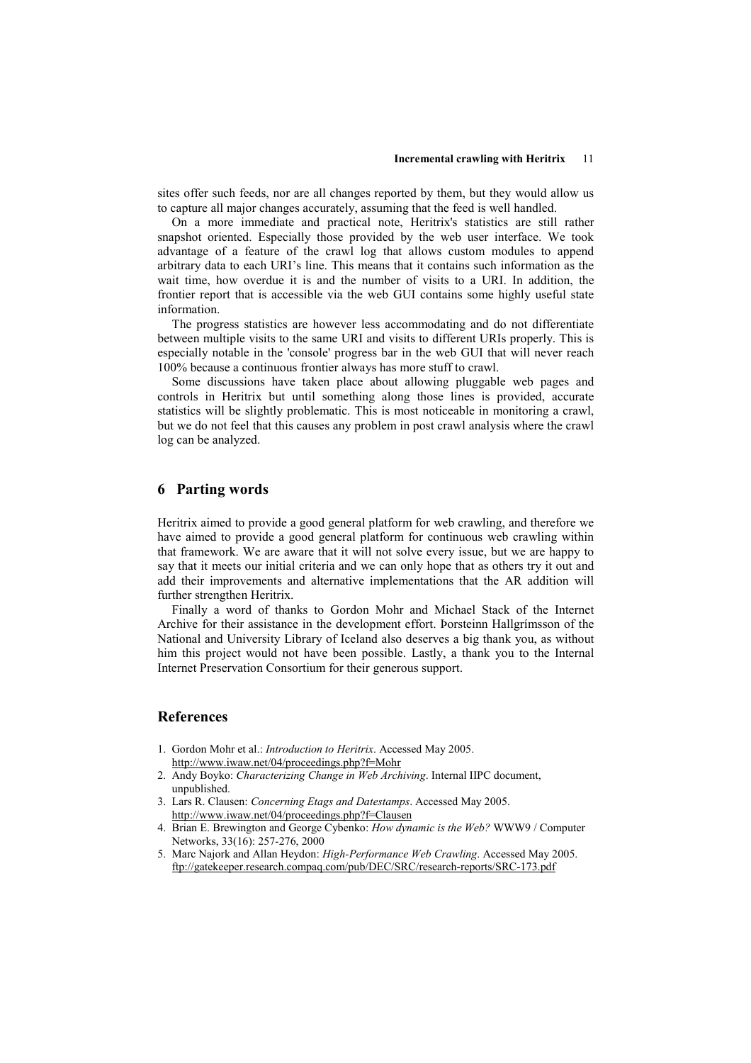sites offer such feeds, nor are all changes reported by them, but they would allow us to capture all major changes accurately, assuming that the feed is well handled.

On a more immediate and practical note, Heritrix's statistics are still rather snapshot oriented. Especially those provided by the web user interface. We took advantage of a feature of the crawl log that allows custom modules to append arbitrary data to each URI's line. This means that it contains such information as the wait time, how overdue it is and the number of visits to a URI. In addition, the frontier report that is accessible via the web GUI contains some highly useful state information.

The progress statistics are however less accommodating and do not differentiate between multiple visits to the same URI and visits to different URIs properly. This is especially notable in the 'console' progress bar in the web GUI that will never reach 100% because a continuous frontier always has more stuff to crawl.

Some discussions have taken place about allowing pluggable web pages and controls in Heritrix but until something along those lines is provided, accurate statistics will be slightly problematic. This is most noticeable in monitoring a crawl, but we do not feel that this causes any problem in post crawl analysis where the crawl log can be analyzed.

## 6 Parting words

Heritrix aimed to provide a good general platform for web crawling, and therefore we have aimed to provide a good general platform for continuous web crawling within that framework. We are aware that it will not solve every issue, but we are happy to say that it meets our initial criteria and we can only hope that as others try it out and add their improvements and alternative implementations that the AR addition will further strengthen Heritrix.

Finally a word of thanks to Gordon Mohr and Michael Stack of the Internet Archive for their assistance in the development effort. Þorsteinn Hallgrímsson of the National and University Library of Iceland also deserves a big thank you, as without him this project would not have been possible. Lastly, a thank you to the Internal Internet Preservation Consortium for their generous support.

## References

1. Gordon Mohr et al.: *Introduction to Heritrix*. Accessed May 2005. http://www.iwaw.net/04/proceedings.php?f=Mohr
2. Andy Boyko: *Characterizing Change in Web Archiving*. Internal IIPC document, unpublished.
3. Lars R. Clausen: *Concerning Etags and Datestamps*. Accessed May 2005. http://www.iwaw.net/04/proceedings.php?f=Clausen
4. Brian E. Brewington and George Cybenko: *How dynamic is the Web?* WWW9 / Computer Networks, 33(16): 257-276, 2000
5. Marc Najork and Allan Heydon: *High-Performance Web Crawling*. Accessed May 2005. ftp://gatekeeper.research.compaq.com/pub/DEC/SRC/research-reports/SRC-173.pdf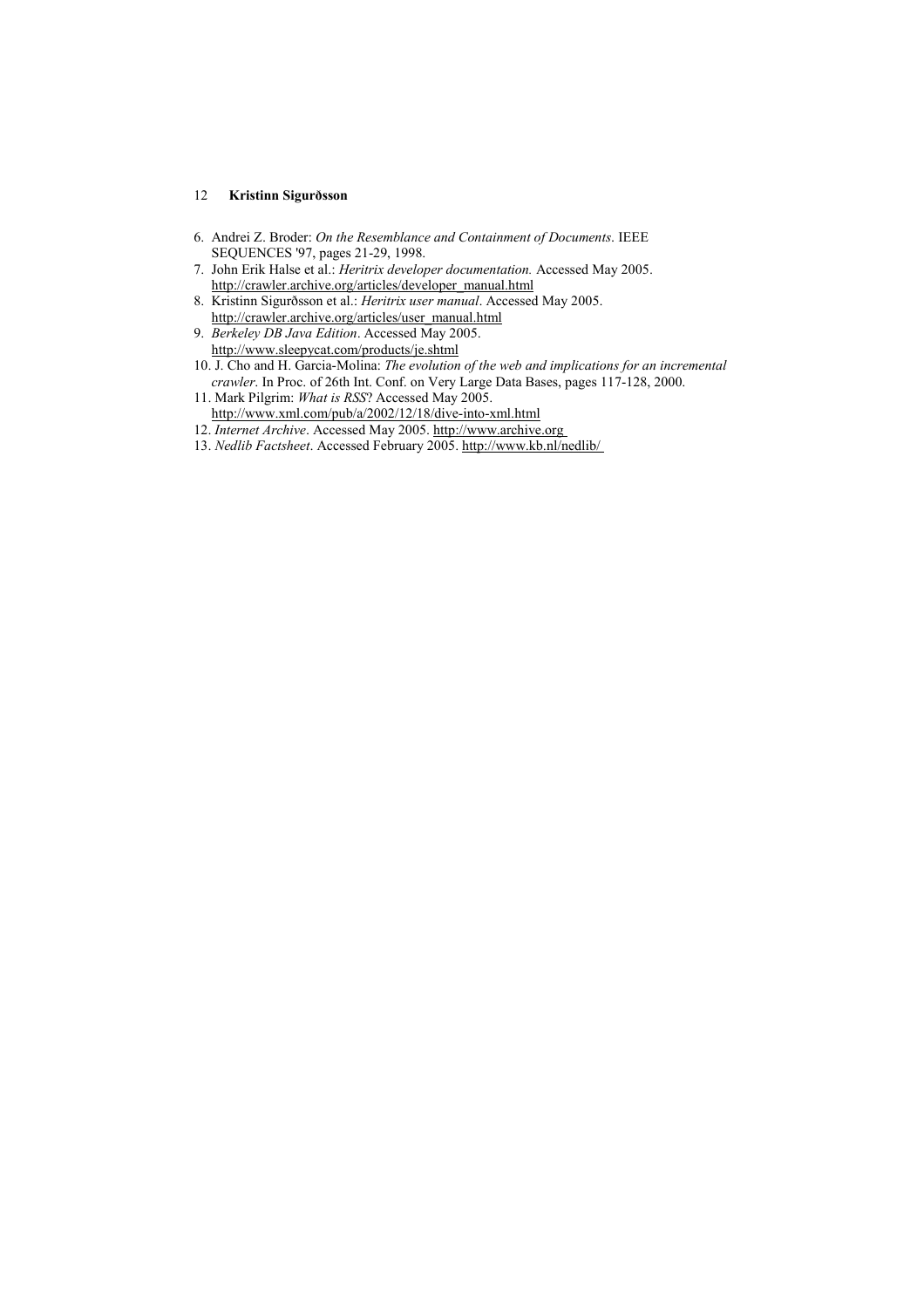6. Andrei Z. Broder: *On the Resemblance and Containment of Documents*. IEEE SEQUENCES '97, pages 21-29, 1998.
7. John Erik Halse et al.: *Heritrix developer documentation.* Accessed May 2005. http://crawler.archive.org/articles/developer_manual.html
8. Kristinn Sigurðsson et al.: *Heritrix user manual*. Accessed May 2005. http://crawler.archive.org/articles/user_manual.html
9. *Berkeley DB Java Edition*. Accessed May 2005. http://www.sleepycat.com/products/je.shtml
10. J. Cho and H. Garcia-Molina: *The evolution of the web and implications for an incremental crawler*. In Proc. of 26th Int. Conf. on Very Large Data Bases, pages 117-128, 2000.
11. Mark Pilgrim: *What is RSS*? Accessed May 2005. http://www.xml.com/pub/a/2002/12/18/dive-into-xml.html
12. *Internet Archive*. Accessed May 2005. http://www.archive.org
13. *Nedlib Factsheet*. Accessed February 2005. http://www.kb.nl/nedlib/